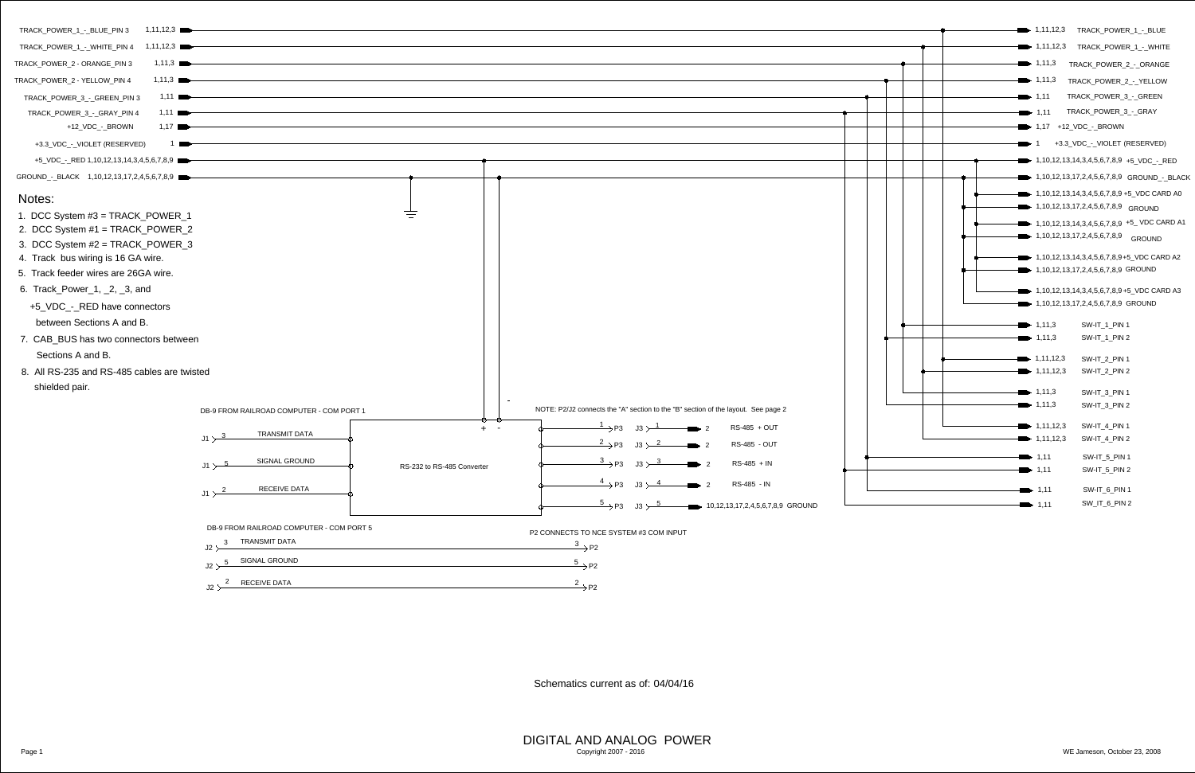# DIGITAL AND ANALOG POWER

Copyright 2007 - 2016

WE Jameson, October 23, 2008

Schematics current as of: 04/04/16

## Bus Wiring

| Left Label | Pages | Right Pages | Right Label |
|---|---|---|---|
| TRACK_POWER_1_-_BLUE_PIN 3 | 1,11,12,3 | 1,11,12,3 | TRACK_POWER_1_-_BLUE |
| TRACK_POWER_1_-_WHITE_PIN 4 | 1,11,12,3 | 1,11,12,3 | TRACK_POWER_1_-_WHITE |
| TRACK_POWER_2 - ORANGE_PIN 3 | 1,11,3 | 1,11,3 | TRACK_POWER_2_-_ORANGE |
| TRACK_POWER_2 - YELLOW_PIN 4 | 1,11,3 | 1,11,3 | TRACK_POWER_2_-_YELLOW |
| TRACK_POWER_3_-_GREEN_PIN 3 | 1,11 | 1,11 | TRACK_POWER_3_-_GREEN |
| TRACK_POWER_3_-_GRAY_PIN 4 | 1,11 | 1,11 | TRACK_POWER_3_-_GRAY |
| +12_VDC_-_BROWN | 1,17 | 1,17 | +12_VDC_-_BROWN |
| +3.3_VDC_-_VIOLET (RESERVED) | 1 | 1 | +3.3_VDC_-_VIOLET (RESERVED) |
| +5_VDC_-_RED | 1,10,12,13,14,3,4,5,6,7,8,9 | 1,10,12,13,14,3,4,5,6,7,8,9 | +5_VDC_-_RED |
| GROUND_-_BLACK | 1,10,12,13,17,2,4,5,6,7,8,9 | 1,10,12,13,17,2,4,5,6,7,8,9 | GROUND_-_BLACK |

## Card and Switch Outputs

| Pages | Label |
|---|---|
| 1,10,12,13,14,3,4,5,6,7,8,9 | +5_VDC CARD A0 |
| 1,10,12,13,17,2,4,5,6,7,8,9 | GROUND |
| 1,10,12,13,14,3,4,5,6,7,8,9 | +5_ VDC CARD A1 |
| 1,10,12,13,17,2,4,5,6,7,8,9 | GROUND |
| 1,10,12,13,14,3,4,5,6,7,8,9 | +5_VDC CARD A2 |
| 1,10,12,13,17,2,4,5,6,7,8,9 | GROUND |
| 1,10,12,13,14,3,4,5,6,7,8,9 | +5_VDC CARD A3 |
| 1,10,12,13,17,2,4,5,6,7,8,9 | GROUND |
| 1,11,3 | SW-IT_1_PIN 1 |
| 1,11,3 | SW-IT_1_PIN 2 |
| 1,11,12,3 | SW-IT_2_PIN 1 |
| 1,11,12,3 | SW-IT_2_PIN 2 |
| 1,11,3 | SW-IT_3_PIN 1 |
| 1,11,3 | SW-IT_3_PIN 2 |
| 1,11,12,3 | SW-IT_4_PIN 1 |
| 1,11,12,3 | SW-IT_4_PIN 2 |
| 1,11 | SW-IT_5_PIN 1 |
| 1,11 | SW-IT_5_PIN 2 |
| 1,11 | SW-IT_6_PIN 1 |
| 1,11 | SW_IT_6_PIN 2 |

## Notes:

1. DCC System #3 = TRACK_POWER_1
2. DCC System #1 = TRACK_POWER_2
3. DCC System #2 = TRACK_POWER_3
4. Track bus wiring is 16 GA wire.
5. Track feeder wires are 26GA wire.
6. Track_Power_1, _2, _3, and +5_VDC_-_RED have connectors between Sections A and B.
7. CAB_BUS has two connectors between Sections A and B.
8. All RS-235 and RS-485 cables are twisted shielded pair.

## RS-232 to RS-485 Converter

DB-9 FROM RAILROAD COMPUTER - COM PORT 1

- J1 3 — TRANSMIT DATA
- J1 5 — SIGNAL GROUND
- J1 2 — RECEIVE DATA

Converter power: + -

NOTE: P2/J2 connects the "A" section to the "B" section of the layout. See page 2

| P3 | J3 | Page | Signal |
|---|---|---|---|
| 1 | 1 | 2 | RS-485 + OUT |
| 2 | 2 | 2 | RS-485 - OUT |
| 3 | 3 | 2 | RS-485 + IN |
| 4 | 4 | 2 | RS-485 - IN |
| 5 | 5 | 10,12,13,17,2,4,5,6,7,8,9 | GROUND |

## DB-9 FROM RAILROAD COMPUTER - COM PORT 5

P2 CONNECTS TO NCE SYSTEM #3 COM INPUT

| J2 | Signal | P2 |
|---|---|---|
| 3 | TRANSMIT DATA | 3 |
| 5 | SIGNAL GROUND | 5 |
| 2 | RECEIVE DATA | 2 |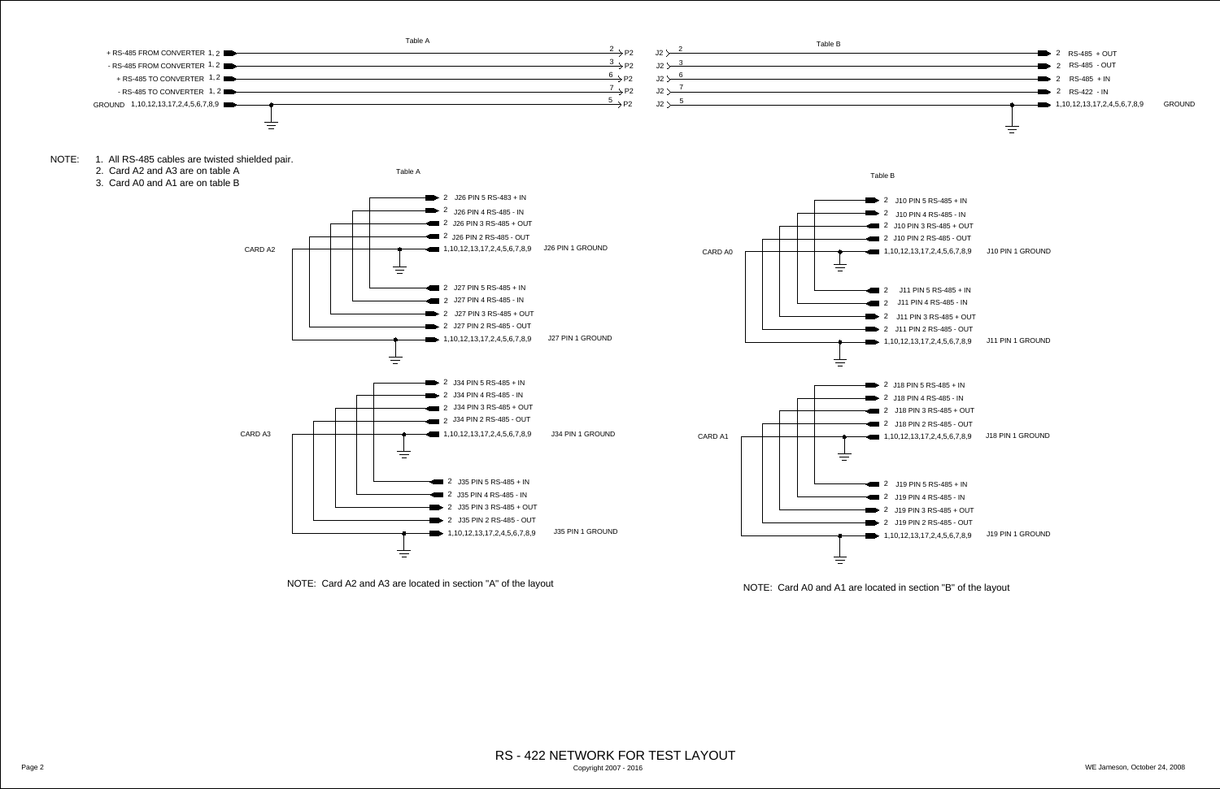# RS - 422 NETWORK FOR TEST LAYOUT

Copyright 2007 - 2016

WE Jameson, October 24, 2008

## Table A

| Signal | Pins | Connector Pin |
| --- | --- | --- |
| + RS-485 FROM CONVERTER | 1, 2 | 2 P2 |
| - RS-485 FROM CONVERTER | 1, 2 | 3 P2 |
| + RS-485 TO CONVERTER | 1, 2 | 6 P2 |
| - RS-485 TO CONVERTER | 1, 2 | 7 P2 |
| GROUND | 1,10,12,13,17,2,4,5,6,7,8,9 | 5 P2 |

## Table B

| Connector Pin | Pins | Signal |
| --- | --- | --- |
| J2 2 | 2 | RS-485 + OUT |
| J2 3 | 2 | RS-485 - OUT |
| J2 6 | 2 | RS-485 + IN |
| J2 7 | 2 | RS-422 - IN |
| J2 5 | 1,10,12,13,17,2,4,5,6,7,8,9 | GROUND |

NOTE:
1. All RS-485 cables are twisted shielded pair.
2. Card A2 and A3 are on table A
3. Card A0 and A1 are on table B

## Table A

**CARD A2**

- 2 J26 PIN 5 RS-483 + IN
- 2 J26 PIN 4 RS-485 - IN
- 2 J26 PIN 3 RS-485 + OUT
- 2 J26 PIN 2 RS-485 - OUT
- 1,10,12,13,17,2,4,5,6,7,8,9 J26 PIN 1 GROUND
- 2 J27 PIN 5 RS-485 + IN
- 2 J27 PIN 4 RS-485 - IN
- 2 J27 PIN 3 RS-485 + OUT
- 2 J27 PIN 2 RS-485 - OUT
- 1,10,12,13,17,2,4,5,6,7,8,9 J27 PIN 1 GROUND

**CARD A3**

- 2 J34 PIN 5 RS-485 + IN
- 2 J34 PIN 4 RS-485 - IN
- 2 J34 PIN 3 RS-485 + OUT
- 2 J34 PIN 2 RS-485 - OUT
- 1,10,12,13,17,2,4,5,6,7,8,9 J34 PIN 1 GROUND
- 2 J35 PIN 5 RS-485 + IN
- 2 J35 PIN 4 RS-485 - IN
- 2 J35 PIN 3 RS-485 + OUT
- 2 J35 PIN 2 RS-485 - OUT
- 1,10,12,13,17,2,4,5,6,7,8,9 J35 PIN 1 GROUND

NOTE: Card A2 and A3 are located in section "A" of the layout

## Table B

**CARD A0**

- 2 J10 PIN 5 RS-485 + IN
- 2 J10 PIN 4 RS-485 - IN
- 2 J10 PIN 3 RS-485 + OUT
- 2 J10 PIN 2 RS-485 - OUT
- 1,10,12,13,17,2,4,5,6,7,8,9 J10 PIN 1 GROUND
- 2 J11 PIN 5 RS-485 + IN
- 2 J11 PIN 4 RS-485 - IN
- 2 J11 PIN 3 RS-485 + OUT
- 2 J11 PIN 2 RS-485 - OUT
- 1,10,12,13,17,2,4,5,6,7,8,9 J11 PIN 1 GROUND

**CARD A1**

- 2 J18 PIN 5 RS-485 + IN
- 2 J18 PIN 4 RS-485 - IN
- 2 J18 PIN 3 RS-485 + OUT
- 2 J18 PIN 2 RS-485 - OUT
- 1,10,12,13,17,2,4,5,6,7,8,9 J18 PIN 1 GROUND
- 2 J19 PIN 5 RS-485 + IN
- 2 J19 PIN 4 RS-485 - IN
- 2 J19 PIN 3 RS-485 + OUT
- 2 J19 PIN 2 RS-485 - OUT
- 1,10,12,13,17,2,4,5,6,7,8,9 J19 PIN 1 GROUND

NOTE: Card A0 and A1 are located in section "B" of the layout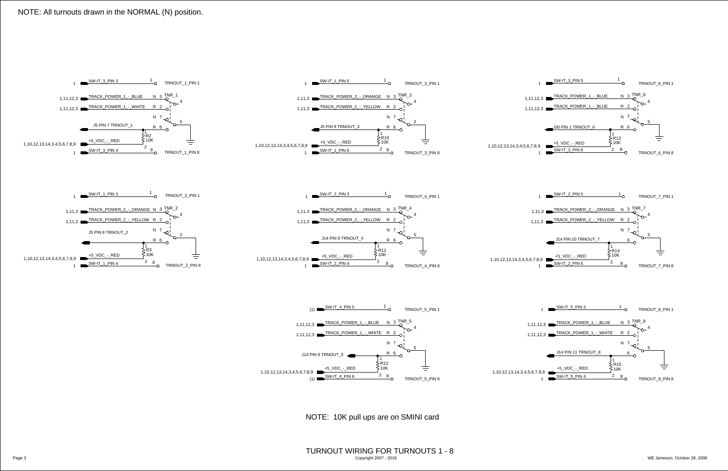NOTE: All turnouts drawn in the NORMAL (N) position.

## TNR_1

| Signal | Source | Pin |
| --- | --- | --- |
| SW-IT_3_PIN 3 | 1 | TRNOUT_1_PIN 1 |
| TRACK_POWER_1_-_BLUE | 1,11,12,3 | N 3 |
| TRACK_POWER_1_-_WHITE | 1,11,12,3 | R 2 |
| J5 PIN 7 TRNOUT_1 | | R 6 |
| +5_VDC_-_RED | 1,10,12,13,14,3,4,5,6,7,8,9 | R2 10K |
| SW-IT_3_PIN 4 | 1 | TRNOUT_1_PIN 8 |

## TNR_3

| Signal | Source | Pin |
| --- | --- | --- |
| SW-IT_1_PIN 5 | 1 | TRNOUT_3_PIN 1 |
| TRACK_POWER_2_-_ORANGE | 1,11,3 | N 3 |
| TRACK_POWER_2_-_YELLOW | 1,11,3 | R 2 |
| J5 PIN 9 TRNOUT_3 | | R 6 |
| +5_VDC_-_RED | 1,10,12,13,14,3,4,5,6,7,8,9 | R10 10K |
| SW-IT_1_PIN 6 | 1 | TRNOUT_3_PIN 8 |

## TNR_6

| Signal | Source | Pin |
| --- | --- | --- |
| SW-IT_3_PIN 5 | 1 | TRNOUT_6_PIN 1 |
| TRACK_POWER_1_-_BLUE | 1,11,12,3 | N 3 |
| TRACK_POWER_1_-_BLUE | 1,11,12,3 | R 2 |
| J30 PIN 1 TRNOUT_6 | | R 6 |
| +5_VDC_-_RED | 1,10,12,13,14,3,4,5,6,7,8,9 | R13 10K |
| SW-IT_3_PIN 6 | 1 | TRNOUT_6_PIN 8 |

## TNR_2

| Signal | Source | Pin |
| --- | --- | --- |
| SW-IT_1_PIN 3 | 1 | TRNOUT_2_PIN 1 |
| TRACK_POWER_2_-_ORANGE | 1,11,3 | N 3 |
| TRACK_POWER_2_-_YELLOW | 1,11,3 | R 2 |
| J5 PIN 8 TRNOUT_2 | | R 6 |
| +5_VDC_-_RED | 1,10,12,13,14,3,4,5,6,7,8,9 | R3 10K |
| SW-IT_1_PIN 4 | 1 | TRNOUT_2_PIN 8 |

## TNR_4

| Signal | Source | Pin |
| --- | --- | --- |
| SW-IT_2_PIN 3 | 1 | TRNOUT_4_PIN 1 |
| TRACK_POWER_2_-_ORANGE | 1,11,3 | N 3 |
| TRACK_POWER_2_-_YELLOW | 1,11,3 | R 2 |
| J14 PIN 8 TRNOUT_4 | | R 6 |
| +5_VDC_-_RED | 1,10,12,13,14,3,4,5,6,7,8,9 | R11 10K |
| SW-IT_2_PIN 4 | 1 | TRNOUT_4_PIN 8 |

## TNR_7

| Signal | Source | Pin |
| --- | --- | --- |
| SW-IT_2_PIN 5 | 1 | TRNOUT_7_PIN 1 |
| TRACK_POWER_2_-_ORANGE | 1,11,3 | N 3 |
| TRACK_POWER_2_-_YELLOW | 1,11,3 | R 2 |
| J14 PIN 10 TRNOUT_7 | | 6 |
| +5_VDC_-_RED | 1,10,12,13,14,3,4,5,6,7,8,9 | R14 10K |
| SW-IT_2_PIN 6 | 1 | TRNOUT_7_PIN 8 |

## TNR_5

| Signal | Source | Pin |
| --- | --- | --- |
| SW-IT_4_PIN 5 | (1) | TRNOUT_5_PIN 1 |
| TRACK_POWER_1_-_BLUE | 1,11,12,3 | N 3 |
| TRACK_POWER_1_-_WHITE | 1,11,12,3 | R 2 |
| J14 PIN 9 TRNOUT_5 | | R 6 |
| +5_VDC_-_RED | 1,10,12,13,14,3,4,5,6,7,8,9 | R12 10K |
| SW-IT_4_PIN 6 | (1) | TRNOUT_5_PIN 8 |

## TNR_8

| Signal | Source | Pin |
| --- | --- | --- |
| SW-IT_5_PIN 3 | 1 | TRNOUT_8_PIN 1 |
| TRACK_POWER_1_-_BLUE | 1,11,12,3 | N 3 |
| TRACK_POWER_1_-_WHITE | 1,11,12,3 | R 2 |
| J14 PIN 11 TRNOUT_8 | | 6 |
| +5_VDC_-_RED | 1,10,12,13,14,3,4,5,6,7,8,9 | R15 10K |
| SW-IT_5_PIN 4 | 1 | TRNOUT_8_PIN 8 |

NOTE: 10K pull ups are on SMINI card

# TURNOUT WIRING FOR TURNOUTS 1 - 8

Copyright 2007 - 2016

WE Jameson, October 28, 2008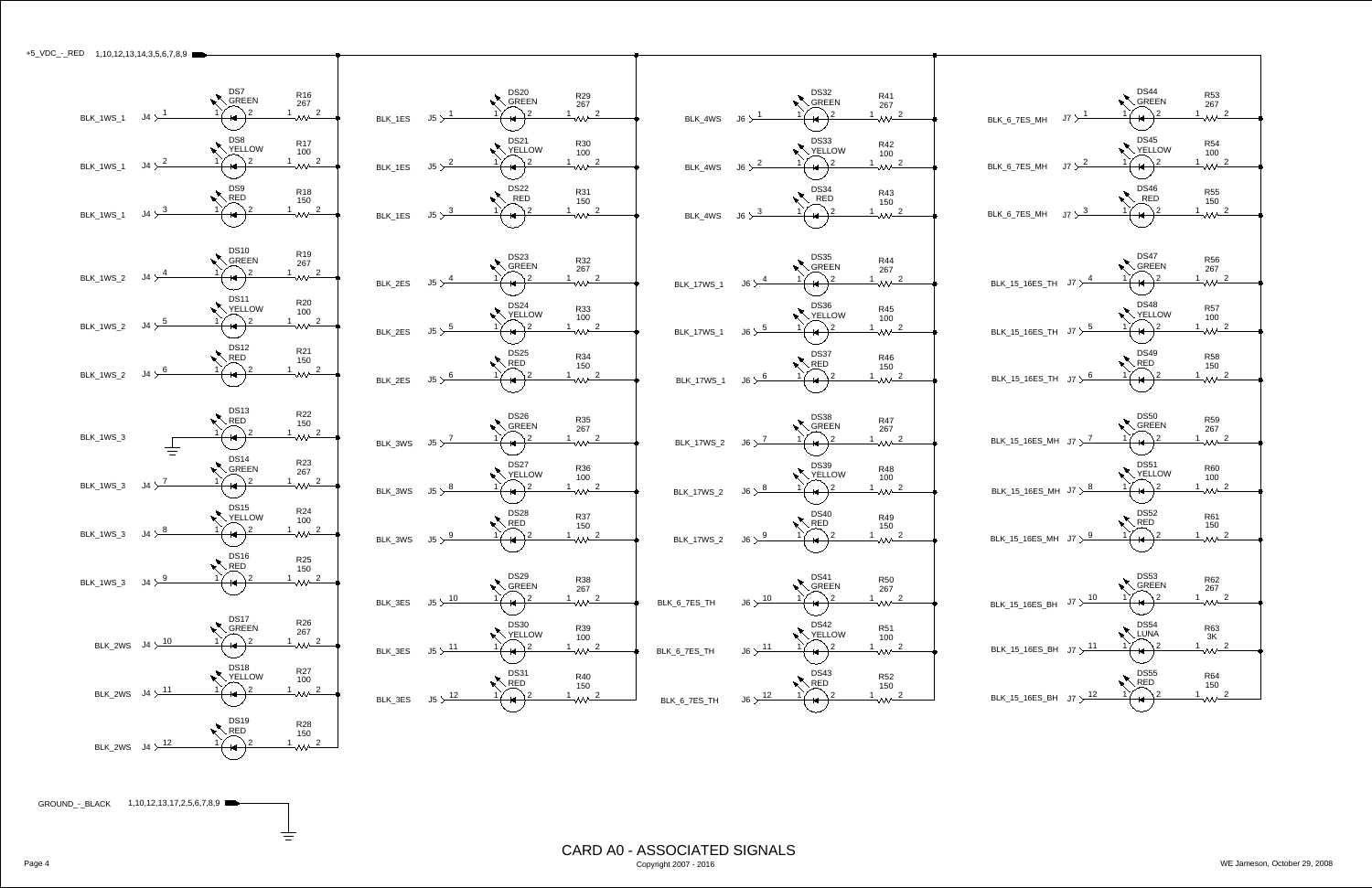# CARD A0 - ASSOCIATED SIGNALS

Copyright 2007 - 2016

WE Jameson, October 29, 2008

+5_VDC_-_RED 1,10,12,13,14,3,5,6,7,8,9

GROUND_-_BLACK 1,10,12,13,17,2,5,6,7,8,9

| Signal | Connector Pin | LED | Color | Resistor | Value |
|---|---|---|---|---|---|
| BLK_1WS_1 | J4-1 | DS7 | GREEN | R16 | 267 |
| BLK_1WS_1 | J4-2 | DS8 | YELLOW | R17 | 100 |
| BLK_1WS_1 | J4-3 | DS9 | RED | R18 | 150 |
| BLK_1WS_2 | J4-4 | DS10 | GREEN | R19 | 267 |
| BLK_1WS_2 | J4-5 | DS11 | YELLOW | R20 | 100 |
| BLK_1WS_2 | J4-6 | DS12 | RED | R21 | 150 |
| BLK_1WS_3 | (Ground) | DS13 | RED | R22 | 150 |
| BLK_1WS_3 | J4-7 | DS14 | GREEN | R23 | 267 |
| BLK_1WS_3 | J4-8 | DS15 | YELLOW | R24 | 100 |
| BLK_1WS_3 | J4-9 | DS16 | RED | R25 | 150 |
| BLK_2WS | J4-10 | DS17 | GREEN | R26 | 267 |
| BLK_2WS | J4-11 | DS18 | YELLOW | R27 | 100 |
| BLK_2WS | J4-12 | DS19 | RED | R28 | 150 |
| BLK_1ES | J5-1 | DS20 | GREEN | R29 | 267 |
| BLK_1ES | J5-2 | DS21 | YELLOW | R30 | 100 |
| BLK_1ES | J5-3 | DS22 | RED | R31 | 150 |
| BLK_2ES | J5-4 | DS23 | GREEN | R32 | 267 |
| BLK_2ES | J5-5 | DS24 | YELLOW | R33 | 100 |
| BLK_2ES | J5-6 | DS25 | RED | R34 | 150 |
| BLK_3WS | J5-7 | DS26 | GREEN | R35 | 267 |
| BLK_3WS | J5-8 | DS27 | YELLOW | R36 | 100 |
| BLK_3WS | J5-9 | DS28 | RED | R37 | 150 |
| BLK_3ES | J5-10 | DS29 | GREEN | R38 | 267 |
| BLK_3ES | J5-11 | DS30 | YELLOW | R39 | 100 |
| BLK_3ES | J5-12 | DS31 | RED | R40 | 150 |
| BLK_4WS | J6-1 | DS32 | GREEN | R41 | 267 |
| BLK_4WS | J6-2 | DS33 | YELLOW | R42 | 100 |
| BLK_4WS | J6-3 | DS34 | RED | R43 | 150 |
| BLK_17WS_1 | J6-4 | DS35 | GREEN | R44 | 267 |
| BLK_17WS_1 | J6-5 | DS36 | YELLOW | R45 | 100 |
| BLK_17WS_1 | J6-6 | DS37 | RED | R46 | 150 |
| BLK_17WS_2 | J6-7 | DS38 | GREEN | R47 | 267 |
| BLK_17WS_2 | J6-8 | DS39 | YELLOW | R48 | 100 |
| BLK_17WS_2 | J6-9 | DS40 | RED | R49 | 150 |
| BLK_6_7ES_TH | J6-10 | DS41 | GREEN | R50 | 267 |
| BLK_6_7ES_TH | J6-11 | DS42 | YELLOW | R51 | 100 |
| BLK_6_7ES_TH | J6-12 | DS43 | RED | R52 | 150 |
| BLK_6_7ES_MH | J7-1 | DS44 | GREEN | R53 | 267 |
| BLK_6_7ES_MH | J7-2 | DS45 | YELLOW | R54 | 100 |
| BLK_6_7ES_MH | J7-3 | DS46 | RED | R55 | 150 |
| BLK_15_16ES_TH | J7-4 | DS47 | GREEN | R56 | 267 |
| BLK_15_16ES_TH | J7-5 | DS48 | YELLOW | R57 | 100 |
| BLK_15_16ES_TH | J7-6 | DS49 | RED | R58 | 150 |
| BLK_15_16ES_MH | J7-7 | DS50 | GREEN | R59 | 267 |
| BLK_15_16ES_MH | J7-8 | DS51 | YELLOW | R60 | 100 |
| BLK_15_16ES_MH | J7-9 | DS52 | RED | R61 | 150 |
| BLK_15_16ES_BH | J7-10 | DS53 | GREEN | R62 | 267 |
| BLK_15_16ES_BH | J7-11 | DS54 | LUNA | R63 | 3K |
| BLK_15_16ES_BH | J7-12 | DS55 | RED | R64 | 150 |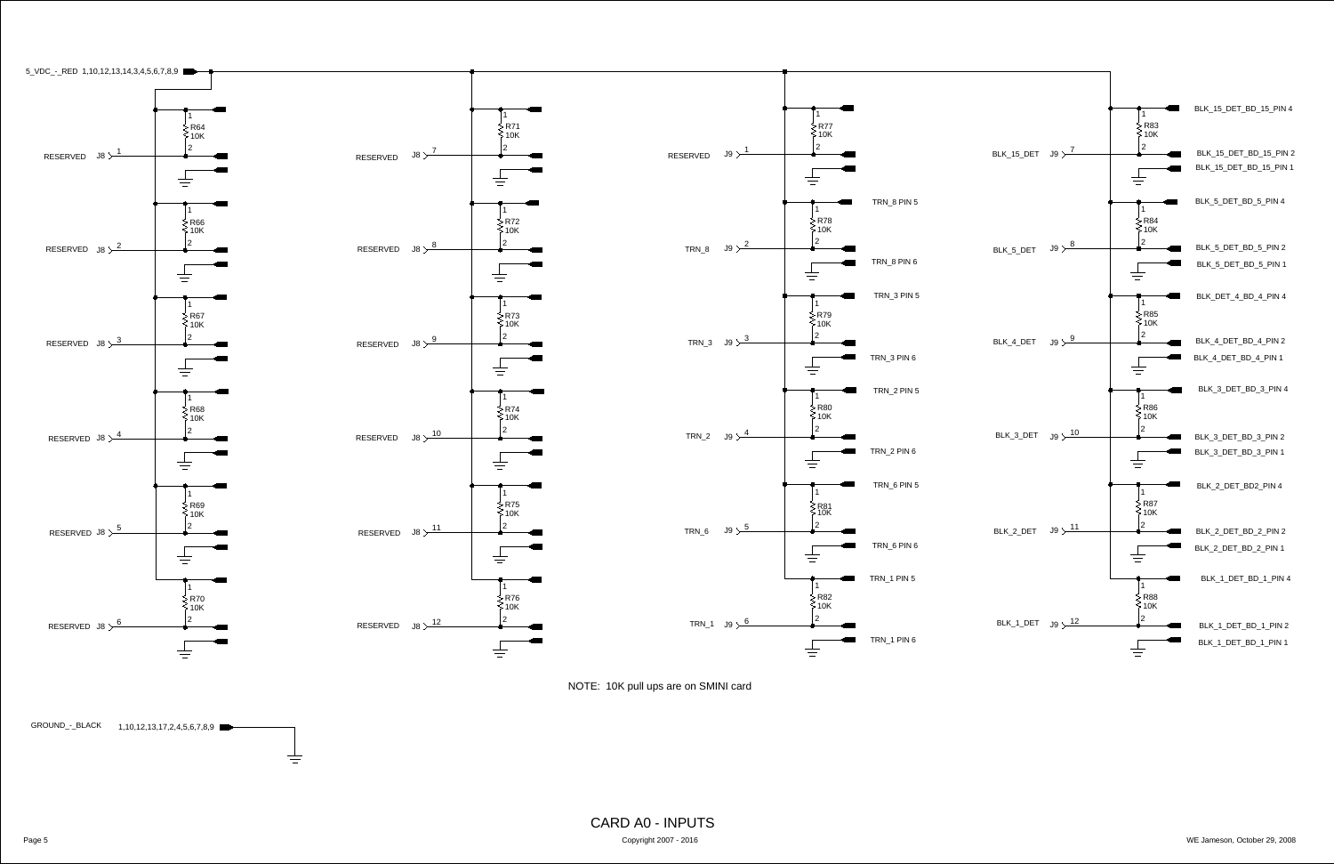# CARD A0 - INPUTS

5_VDC_-_RED 1,10,12,13,14,3,4,5,6,7,8,9

GROUND_-_BLACK 1,10,12,13,17,2,4,5,6,7,8,9

| Signal | Connector | Pin | Resistor | Value | Pin 1 connection | Pin 2 connection | Ground connection |
|---|---|---|---|---|---|---|---|
| RESERVED | J8 | 1 | R64 | 10K | | | |
| RESERVED | J8 | 2 | R66 | 10K | | | |
| RESERVED | J8 | 3 | R67 | 10K | | | |
| RESERVED | J8 | 4 | R68 | 10K | | | |
| RESERVED | J8 | 5 | R69 | 10K | | | |
| RESERVED | J8 | 6 | R70 | 10K | | | |
| RESERVED | J8 | 7 | R71 | 10K | | | |
| RESERVED | J8 | 8 | R72 | 10K | | | |
| RESERVED | J8 | 9 | R73 | 10K | | | |
| RESERVED | J8 | 10 | R74 | 10K | | | |
| RESERVED | J8 | 11 | R75 | 10K | | | |
| RESERVED | J8 | 12 | R76 | 10K | | | |
| RESERVED | J9 | 1 | R77 | 10K | | | |
| TRN_8 | J9 | 2 | R78 | 10K | TRN_8 PIN 5 | | TRN_8 PIN 6 |
| TRN_3 | J9 | 3 | R79 | 10K | TRN_3 PIN 5 | | TRN_3 PIN 6 |
| TRN_2 | J9 | 4 | R80 | 10K | TRN_2 PIN 5 | | TRN_2 PIN 6 |
| TRN_6 | J9 | 5 | R81 | 10K | TRN_6 PIN 5 | | TRN_6 PIN 6 |
| TRN_1 | J9 | 6 | R82 | 10K | TRN_1 PIN 5 | | TRN_1 PIN 6 |
| BLK_15_DET | J9 | 7 | R83 | 10K | BLK_15_DET_BD_15_PIN 4 | BLK_15_DET_BD_15_PIN 2 | BLK_15_DET_BD_15_PIN 1 |
| BLK_5_DET | J9 | 8 | R84 | 10K | BLK_5_DET_BD_5_PIN 4 | BLK_5_DET_BD_5_PIN 2 | BLK_5_DET_BD_5_PIN 1 |
| BLK_4_DET | J9 | 9 | R85 | 10K | BLK_DET_4_BD_4_PIN 4 | BLK_4_DET_BD_4_PIN 2 | BLK_4_DET_BD_4_PIN 1 |
| BLK_3_DET | J9 | 10 | R86 | 10K | BLK_3_DET_BD_3_PIN 4 | BLK_3_DET_BD_3_PIN 2 | BLK_3_DET_BD_3_PIN 1 |
| BLK_2_DET | J9 | 11 | R87 | 10K | BLK_2_DET_BD2_PIN 4 | BLK_2_DET_BD_2_PIN 2 | BLK_2_DET_BD_2_PIN 1 |
| BLK_1_DET | J9 | 12 | R88 | 10K | BLK_1_DET_BD_1_PIN 4 | BLK_1_DET_BD_1_PIN 2 | BLK_1_DET_BD_1_PIN 1 |

NOTE: 10K pull ups are on SMINI card

Copyright 2007 - 2016

WE Jameson, October 29, 2008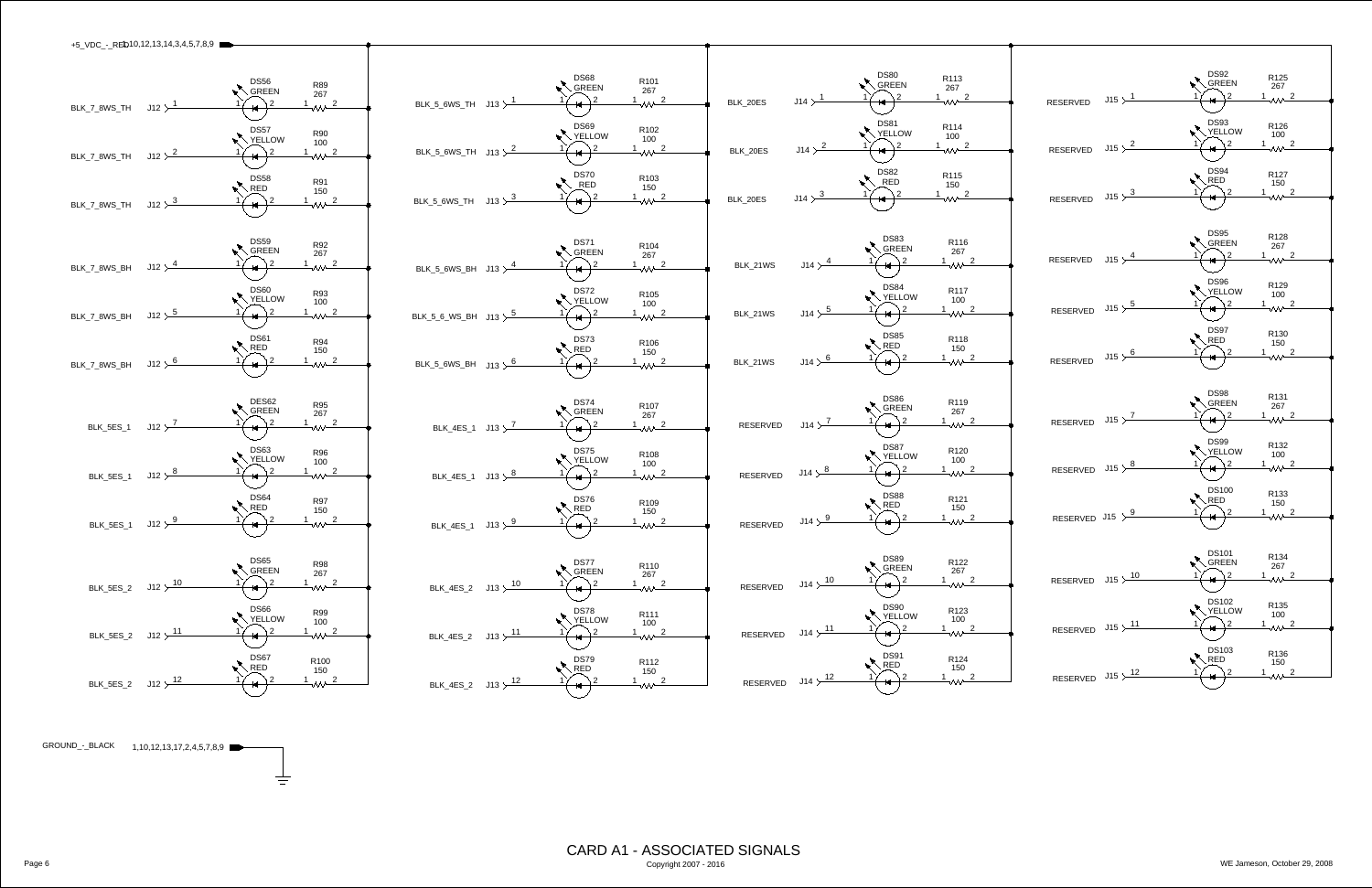# CARD A1 - ASSOCIATED SIGNALS

+5_VDC_-_RED 10,12,13,14,3,4,5,7,8,9

GROUND_-_BLACK 1,10,12,13,17,2,4,5,7,8,9

| Signal | Connector | Pin | LED | Color | Resistor | Value |
|---|---|---|---|---|---|---|
| BLK_7_8WS_TH | J12 | 1 | DS56 | GREEN | R89 | 267 |
| BLK_7_8WS_TH | J12 | 2 | DS57 | YELLOW | R90 | 100 |
| BLK_7_8WS_TH | J12 | 3 | DS58 | RED | R91 | 150 |
| BLK_7_8WS_BH | J12 | 4 | DS59 | GREEN | R92 | 267 |
| BLK_7_8WS_BH | J12 | 5 | DS60 | YELLOW | R93 | 100 |
| BLK_7_8WS_BH | J12 | 6 | DS61 | RED | R94 | 150 |
| BLK_5ES_1 | J12 | 7 | DES62 | GREEN | R95 | 267 |
| BLK_5ES_1 | J12 | 8 | DS63 | YELLOW | R96 | 100 |
| BLK_5ES_1 | J12 | 9 | DS64 | RED | R97 | 150 |
| BLK_5ES_2 | J12 | 10 | DS65 | GREEN | R98 | 267 |
| BLK_5ES_2 | J12 | 11 | DS66 | YELLOW | R99 | 100 |
| BLK_5ES_2 | J12 | 12 | DS67 | RED | R100 | 150 |
| BLK_5_6WS_TH | J13 | 1 | DS68 | GREEN | R101 | 267 |
| BLK_5_6WS_TH | J13 | 2 | DS69 | YELLOW | R102 | 100 |
| BLK_5_6WS_TH | J13 | 3 | DS70 | RED | R103 | 150 |
| BLK_5_6WS_BH | J13 | 4 | DS71 | GREEN | R104 | 267 |
| BLK_5_6_WS_BH | J13 | 5 | DS72 | YELLOW | R105 | 100 |
| BLK_5_6WS_BH | J13 | 6 | DS73 | RED | R106 | 150 |
| BLK_4ES_1 | J13 | 7 | DS74 | GREEN | R107 | 267 |
| BLK_4ES_1 | J13 | 8 | DS75 | YELLOW | R108 | 100 |
| BLK_4ES_1 | J13 | 9 | DS76 | RED | R109 | 150 |
| BLK_4ES_2 | J13 | 10 | DS77 | GREEN | R110 | 267 |
| BLK_4ES_2 | J13 | 11 | DS78 | YELLOW | R111 | 100 |
| BLK_4ES_2 | J13 | 12 | DS79 | RED | R112 | 150 |
| BLK_20ES | J14 | 1 | DS80 | GREEN | R113 | 267 |
| BLK_20ES | J14 | 2 | DS81 | YELLOW | R114 | 100 |
| BLK_20ES | J14 | 3 | DS82 | RED | R115 | 150 |
| BLK_21WS | J14 | 4 | DS83 | GREEN | R116 | 267 |
| BLK_21WS | J14 | 5 | DS84 | YELLOW | R117 | 100 |
| BLK_21WS | J14 | 6 | DS85 | RED | R118 | 150 |
| RESERVED | J14 | 7 | DS86 | GREEN | R119 | 267 |
| RESERVED | J14 | 8 | DS87 | YELLOW | R120 | 100 |
| RESERVED | J14 | 9 | DS88 | RED | R121 | 150 |
| RESERVED | J14 | 10 | DS89 | GREEN | R122 | 267 |
| RESERVED | J14 | 11 | DS90 | YELLOW | R123 | 100 |
| RESERVED | J14 | 12 | DS91 | RED | R124 | 150 |
| RESERVED | J15 | 1 | DS92 | GREEN | R125 | 267 |
| RESERVED | J15 | 2 | DS93 | YELLOW | R126 | 100 |
| RESERVED | J15 | 3 | DS94 | RED | R127 | 150 |
| RESERVED | J15 | 4 | DS95 | GREEN | R128 | 267 |
| RESERVED | J15 | 5 | DS96 | YELLOW | R129 | 100 |
| RESERVED | J15 | 6 | DS97 | RED | R130 | 150 |
| RESERVED | J15 | 7 | DS98 | GREEN | R131 | 267 |
| RESERVED | J15 | 8 | DS99 | YELLOW | R132 | 100 |
| RESERVED | J15 | 9 | DS100 | RED | R133 | 150 |
| RESERVED | J15 | 10 | DS101 | GREEN | R134 | 267 |
| RESERVED | J15 | 11 | DS102 | YELLOW | R135 | 100 |
| RESERVED | J15 | 12 | DS103 | RED | R136 | 150 |

Copyright 2007 - 2016

WE Jameson, October 29, 2008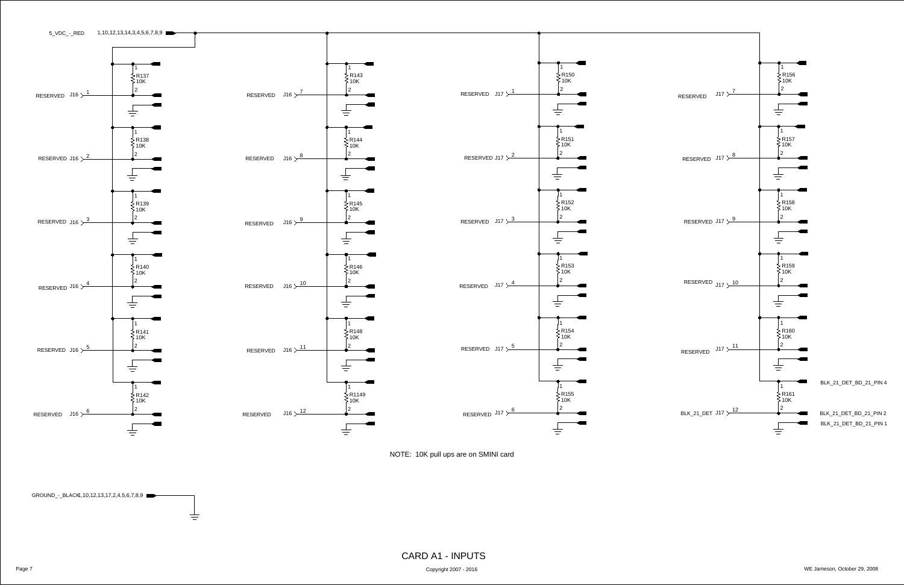# CARD A1 - INPUTS

5_VDC_-_RED 1,10,12,13,14,3,4,5,6,7,8,9

| Signal | Connector | Pin | Resistor | Value |
|---|---|---|---|---|
| RESERVED | J16 | 1 | R137 | 10K |
| RESERVED | J16 | 2 | R138 | 10K |
| RESERVED | J16 | 3 | R139 | 10K |
| RESERVED | J16 | 4 | R140 | 10K |
| RESERVED | J16 | 5 | R141 | 10K |
| RESERVED | J16 | 6 | R142 | 10K |
| RESERVED | J16 | 7 | R143 | 10K |
| RESERVED | J16 | 8 | R144 | 10K |
| RESERVED | J16 | 9 | R145 | 10K |
| RESERVED | J16 | 10 | R146 | 10K |
| RESERVED | J16 | 11 | R148 | 10K |
| RESERVED | J16 | 12 | R1149 | 10K |
| RESERVED | J17 | 1 | R150 | 10K |
| RESERVED | J17 | 2 | R151 | 10K |
| RESERVED | J17 | 3 | R152 | 10K |
| RESERVED | J17 | 4 | R153 | 10K |
| RESERVED | J17 | 5 | R154 | 10K |
| RESERVED | J17 | 6 | R155 | 10K |
| RESERVED | J17 | 7 | R156 | 10K |
| RESERVED | J17 | 8 | R157 | 10K |
| RESERVED | J17 | 9 | R158 | 10K |
| RESERVED | J17 | 10 | R159 | 10K |
| RESERVED | J17 | 11 | R160 | 10K |
| BLK_21_DET | J17 | 12 | R161 | 10K |

BLK_21_DET_BD_21_PIN 4

BLK_21_DET_BD_21_PIN 2

BLK_21_DET_BD_21_PIN 1

NOTE: 10K pull ups are on SMINI card

GROUND_-_BLACK1,10,12,13,17,2,4,5,6,7,8,9

Copyright 2007 - 2016

WE Jameson, October 29, 2008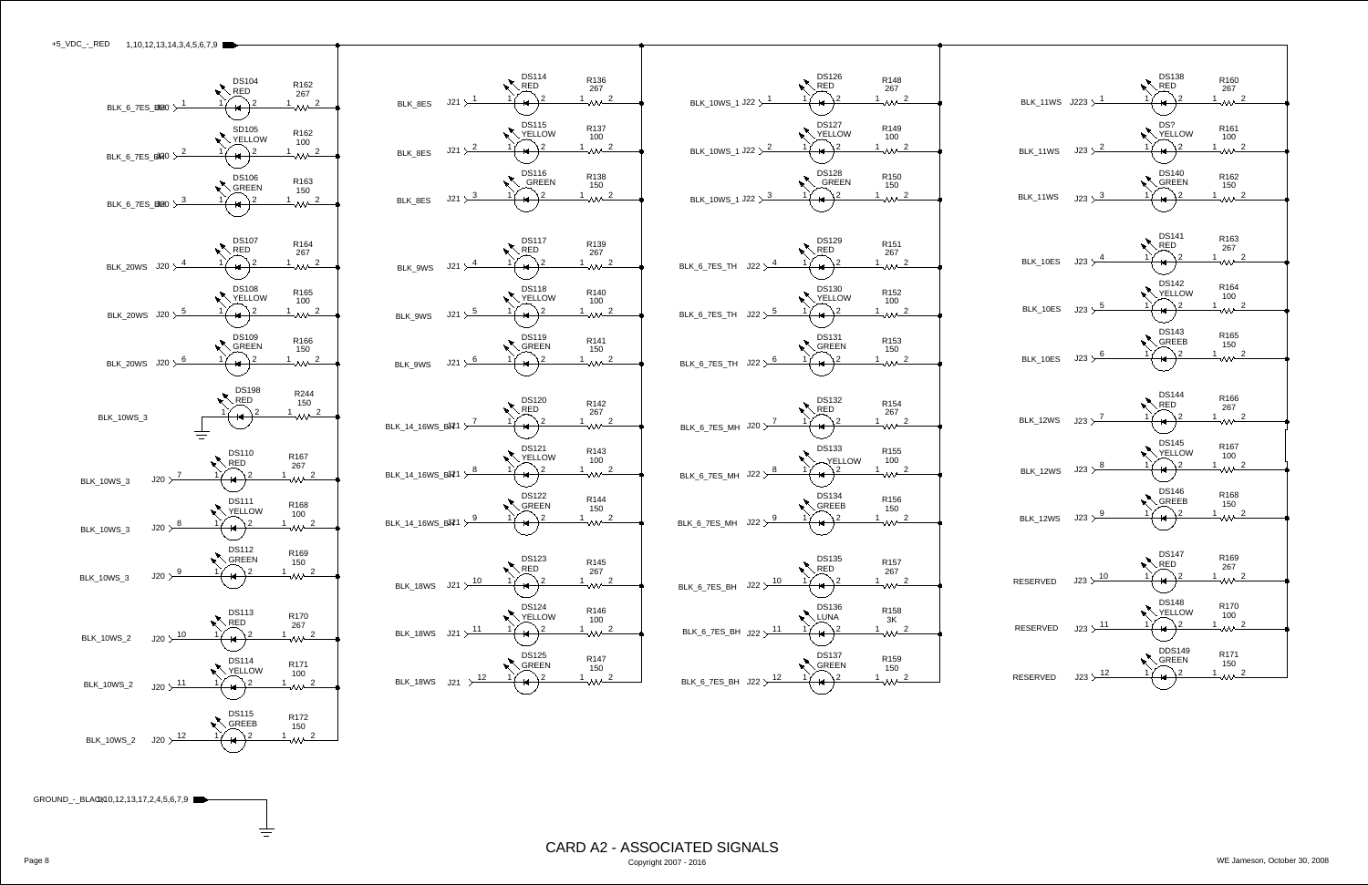# CARD A2 - ASSOCIATED SIGNALS

+5_VDC_-_RED 1,10,12,13,14,3,4,5,6,7,9

GROUND_-_BLACK 1,10,12,13,17,2,4,5,6,7,9

| Signal | Connector | Pin | LED | Color | Resistor | Value |
|---|---|---|---|---|---|---|
| BLK_6_7ES_BH | J20 | 1 | DS104 | RED | R162 | 267 |
| BLK_6_7ES_BH | J20 | 2 | SD105 | YELLOW | R162 | 100 |
| BLK_6_7ES_BH | J20 | 3 | DS106 | GREEN | R163 | 150 |
| BLK_20WS | J20 | 4 | DS107 | RED | R164 | 267 |
| BLK_20WS | J20 | 5 | DS108 | YELLOW | R165 | 100 |
| BLK_20WS | J20 | 6 | DS109 | GREEN | R166 | 150 |
| BLK_10WS_3 | | | DS198 | RED | R244 | 150 |
| BLK_10WS_3 | J20 | 7 | DS110 | RED | R167 | 267 |
| BLK_10WS_3 | J20 | 8 | DS111 | YELLOW | R168 | 100 |
| BLK_10WS_3 | J20 | 9 | DS112 | GREEN | R169 | 150 |
| BLK_10WS_2 | J20 | 10 | DS113 | RED | R170 | 267 |
| BLK_10WS_2 | J20 | 11 | DS114 | YELLOW | R171 | 100 |
| BLK_10WS_2 | J20 | 12 | DS115 | GREEB | R172 | 150 |
| BLK_8ES | J21 | 1 | DS114 | RED | R136 | 267 |
| BLK_8ES | J21 | 2 | DS115 | YELLOW | R137 | 100 |
| BLK_8ES | J21 | 3 | DS116 | GREEN | R138 | 150 |
| BLK_9WS | J21 | 4 | DS117 | RED | R139 | 267 |
| BLK_9WS | J21 | 5 | DS118 | YELLOW | R140 | 100 |
| BLK_9WS | J21 | 6 | DS119 | GREEN | R141 | 150 |
| BLK_14_16WS_BH | J21 | 7 | DS120 | RED | R142 | 267 |
| BLK_14_16WS_BH | J21 | 8 | DS121 | YELLOW | R143 | 100 |
| BLK_14_16WS_BH | J21 | 9 | DS122 | GREEN | R144 | 150 |
| BLK_18WS | J21 | 10 | DS123 | RED | R145 | 267 |
| BLK_18WS | J21 | 11 | DS124 | YELLOW | R146 | 100 |
| BLK_18WS | J21 | 12 | DS125 | GREEN | R147 | 150 |
| BLK_10WS_1 | J22 | 1 | DS126 | RED | R148 | 267 |
| BLK_10WS_1 | J22 | 2 | DS127 | YELLOW | R149 | 100 |
| BLK_10WS_1 | J22 | 3 | DS128 | GREEN | R150 | 150 |
| BLK_6_7ES_TH | J22 | 4 | DS129 | RED | R151 | 267 |
| BLK_6_7ES_TH | J22 | 5 | DS130 | YELLOW | R152 | 100 |
| BLK_6_7ES_TH | J22 | 6 | DS131 | GREEN | R153 | 150 |
| BLK_6_7ES_MH | J20 | 7 | DS132 | RED | R154 | 267 |
| BLK_6_7ES_MH | J22 | 8 | DS133 | YELLOW | R155 | 100 |
| BLK_6_7ES_MH | J22 | 9 | DS134 | GREEB | R156 | 150 |
| BLK_6_7ES_BH | J22 | 10 | DS135 | RED | R157 | 267 |
| BLK_6_7ES_BH | J22 | 11 | DS136 | LUNA | R158 | 3K |
| BLK_6_7ES_BH | J22 | 12 | DS137 | GREEN | R159 | 150 |
| BLK_11WS | J223 | 1 | DS138 | RED | R160 | 267 |
| BLK_11WS | J23 | 2 | DS? | YELLOW | R161 | 100 |
| BLK_11WS | J23 | 3 | DS140 | GREEN | R162 | 150 |
| BLK_10ES | J23 | 4 | DS141 | RED | R163 | 267 |
| BLK_10ES | J23 | 5 | DS142 | YELLOW | R164 | 100 |
| BLK_10ES | J23 | 6 | DS143 | GREEB | R165 | 150 |
| BLK_12WS | J23 | 7 | DS144 | RED | R166 | 267 |
| BLK_12WS | J23 | 8 | DS145 | YELLOW | R167 | 100 |
| BLK_12WS | J23 | 9 | DS146 | GREEB | R168 | 150 |
| RESERVED | J23 | 10 | DS147 | RED | R169 | 267 |
| RESERVED | J23 | 11 | DS148 | YELLOW | R170 | 100 |
| RESERVED | J23 | 12 | DDS149 | GREEN | R171 | 150 |

Copyright 2007 - 2016

WE Jameson, October 30, 2008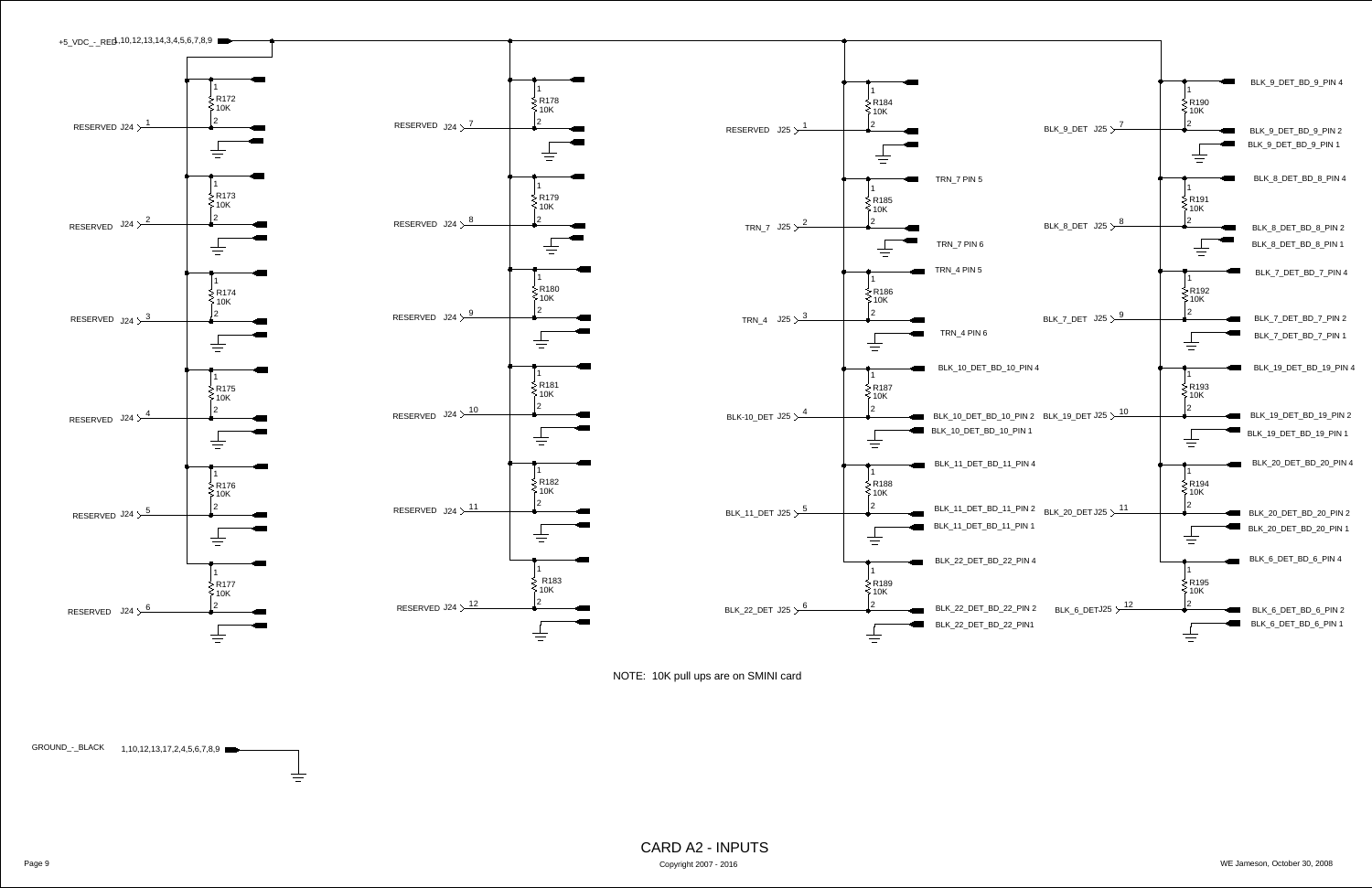# CARD A2 - INPUTS

+5_VDC_-_RED 1,10,12,13,14,3,4,5,6,7,8,9

| Input | Connector Pin | Resistor | Value | Destination Pin 4 | Destination Pin 2 | Destination Pin 1 |
|---|---|---|---|---|---|---|
| RESERVED | J24 1 | R172 | 10K | | | |
| RESERVED | J24 2 | R173 | 10K | | | |
| RESERVED | J24 3 | R174 | 10K | | | |
| RESERVED | J24 4 | R175 | 10K | | | |
| RESERVED | J24 5 | R176 | 10K | | | |
| RESERVED | J24 6 | R177 | 10K | | | |
| RESERVED | J24 7 | R178 | 10K | | | |
| RESERVED | J24 8 | R179 | 10K | | | |
| RESERVED | J24 9 | R180 | 10K | | | |
| RESERVED | J24 10 | R181 | 10K | | | |
| RESERVED | J24 11 | R182 | 10K | | | |
| RESERVED | J24 12 | R183 | 10K | | | |
| RESERVED | J25 1 | R184 | 10K | | | |
| TRN_7 | J25 2 | R185 | 10K | TRN_7 PIN 5 | | TRN_7 PIN 6 |
| TRN_4 | J25 3 | R186 | 10K | TRN_4 PIN 5 | | TRN_4 PIN 6 |
| BLK-10_DET | J25 4 | R187 | 10K | BLK_10_DET_BD_10_PIN 4 | BLK_10_DET_BD_10_PIN 2 | BLK_10_DET_BD_10_PIN 1 |
| BLK_11_DET | J25 5 | R188 | 10K | BLK_11_DET_BD_11_PIN 4 | BLK_11_DET_BD_11_PIN 2 | BLK_11_DET_BD_11_PIN 1 |
| BLK_22_DET | J25 6 | R189 | 10K | BLK_22_DET_BD_22_PIN 4 | BLK_22_DET_BD_22_PIN 2 | BLK_22_DET_BD_22_PIN1 |
| BLK_9_DET | J25 7 | R190 | 10K | BLK_9_DET_BD_9_PIN 4 | BLK_9_DET_BD_9_PIN 2 | BLK_9_DET_BD_9_PIN 1 |
| BLK_8_DET | J25 8 | R191 | 10K | BLK_8_DET_BD_8_PIN 4 | BLK_8_DET_BD_8_PIN 2 | BLK_8_DET_BD_8_PIN 1 |
| BLK_7_DET | J25 9 | R192 | 10K | BLK_7_DET_BD_7_PIN 4 | BLK_7_DET_BD_7_PIN 2 | BLK_7_DET_BD_7_PIN 1 |
| BLK_19_DET | J25 10 | R193 | 10K | BLK_19_DET_BD_19_PIN 4 | BLK_19_DET_BD_19_PIN 2 | BLK_19_DET_BD_19_PIN 1 |
| BLK_20_DET | J25 11 | R194 | 10K | BLK_20_DET_BD_20_PIN 4 | BLK_20_DET_BD_20_PIN 2 | BLK_20_DET_BD_20_PIN 1 |
| BLK_6_DET | J25 12 | R195 | 10K | BLK_6_DET_BD_6_PIN 4 | BLK_6_DET_BD_6_PIN 2 | BLK_6_DET_BD_6_PIN 1 |

NOTE: 10K pull ups are on SMINI card

GROUND_-_BLACK 1,10,12,13,17,2,4,5,6,7,8,9

Copyright 2007 - 2016

WE Jameson, October 30, 2008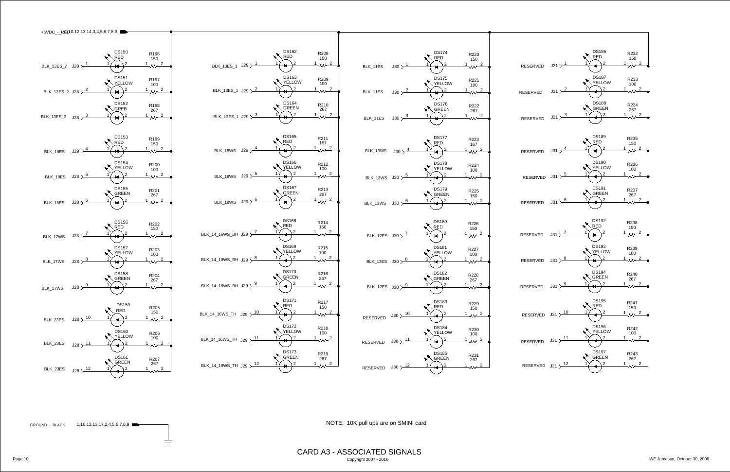+5VDC_-_RED 1,10,12,13,14,3,4,5,6,7,8,9

| Signal | Connector | Pin | LED | Color | Resistor | Value |
| --- | --- | --- | --- | --- | --- | --- |
| BLK_13ES_2 | J28 | 1 | DS150 | RED | R196 | 150 |
| BLK_13ES_2 | J28 | 2 | DS151 | YELLOW | R197 | 100 |
| BLK_13ES_2 | J28 | 3 | DS152 | GREB | R198 | 267 |
| BLK_18ES | J29 | 4 | DS153 | RED | R199 | 150 |
| BLK_18ES | J28 | 5 | DS154 | YELLOW | R200 | 100 |
| BLK_18ES | J28 | 6 | DS155 | GREEN | R201 | 267 |
| BLK_17WS | J28 | 7 | DS156 | RED | R202 | 150 |
| BLK_17WS | J28 | 8 | DS157 | YELLOW | R203 | 100 |
| BLK_17WS | J28 | 9 | DS158 | GREEN | R204 | 267 |
| BLK_23ES | J28 | 10 | DS159 | RED | R205 | 150 |
| BLK_23ES | J28 | 11 | DS160 | YELLOW | R206 | 100 |
| BLK_23ES | J28 | 12 | DS161 | GREEN | R207 | 267 |
| BLK_13ES_1 | J29 | 1 | DS162 | RED | R208 | 150 |
| BLK_13ES_1 | J29 | 2 | DS163 | YELLOW | R209 | 100 |
| BLK_13ES_1 | J29 | 3 | DS164 | GREEN | R210 | 267 |
| BLK_18WS | J29 | 4 | DS165 | RED | R211 | 167 |
| BLK_18WS | J29 | 5 | DS166 | YELLOW | R212 | 100 |
| BLK_18WS | J29 | 6 | DS167 | GREEN | R213 | 267 |
| BLK_14_16WS_BH | J29 | 7 | DS168 | RED | R214 | 150 |
| BLK_14_16WS_BH | J29 | 8 | DS169 | YELLOW | R215 | 100 |
| BLK_14_16WS_BH | J29 | 9 | DS170 | GREEN | R216 | 267 |
| BLK_14_16WS_TH | J29 | 10 | DS171 | RED | R217 | 150 |
| BLK_14_16WS_TH | J29 | 11 | DS172 | YELLOW | R218 | 100 |
| BLK_14_16WS_TH | J29 | 12 | DS173 | GREEN | R219 | 267 |
| BLK_11ES | J30 | 1 | DS174 | RED | R220 | 150 |
| BLK_11ES | J30 | 2 | DS175 | YELLOW | R221 | 100 |
| BLK_11ES | J30 | 3 | DS176 | GREEN | R222 | 267 |
| BLK_13WS | J30 | 4 | DS177 | RED | R223 | 167 |
| BLK_13WS | J30 | 5 | DS178 | YELLOW | R224 | 100 |
| BLK_13WS | J30 | 6 | DS179 | GREEN | R225 | 150 |
| BLK_12ES | J30 | 7 | DS180 | RED | R226 | 150 |
| BLK_12ES | J30 | 8 | DS181 | YELLOW | R227 | 100 |
| BLK_12ES | J30 | 9 | DS182 | GREEN | R228 | 267 |
| RESERVED | J30 | 10 | DS183 | RED | R229 | 150 |
| RESERVED | J30 | 11 | DS184 | YELLOW | R230 | 100 |
| RESERVED | J30 | 12 | DS185 | GREEN | R231 | 267 |
| RESERVED | J31 | 1 | DS186 | RED | R232 | 150 |
| RESERVED | J31 | 2 | DS187 | YELLOW | R233 | 100 |
| RESERVED | J31 | 3 | DS188 | GREEN | R234 | 267 |
| RESERVED | J31 | 4 | DS189 | RED | R235 | 150 |
| RESERVED | J31 | 5 | DS190 | YELLOW | R236 | 100 |
| RESERVED | J31 | 6 | DS191 | GREEN | R237 | 267 |
| RESERVED | J31 | 7 | DS192 | RED | R238 | 150 |
| RESERVED | J31 | 8 | DS193 | YELLOW | R239 | 100 |
| RESERVED | J31 | 9 | DS194 | GREEN | R240 | 267 |
| RESERVED | J31 | 10 | DS195 | RED | R241 | 150 |
| RESERVED | J31 | 11 | DS196 | YELLOW | R242 | 100 |
| RESERVED | J31 | 12 | DS197 | GREEN | R243 | 267 |

GROUND_-_BLACK 1,10,12,13,17,2,4,5,6,7,8,9

NOTE: 10K pull ups are on SMINI card

# CARD A3 - ASSOCIATED SIGNALS

Copyright 2007 - 2016

WE Jameson, October 30, 2008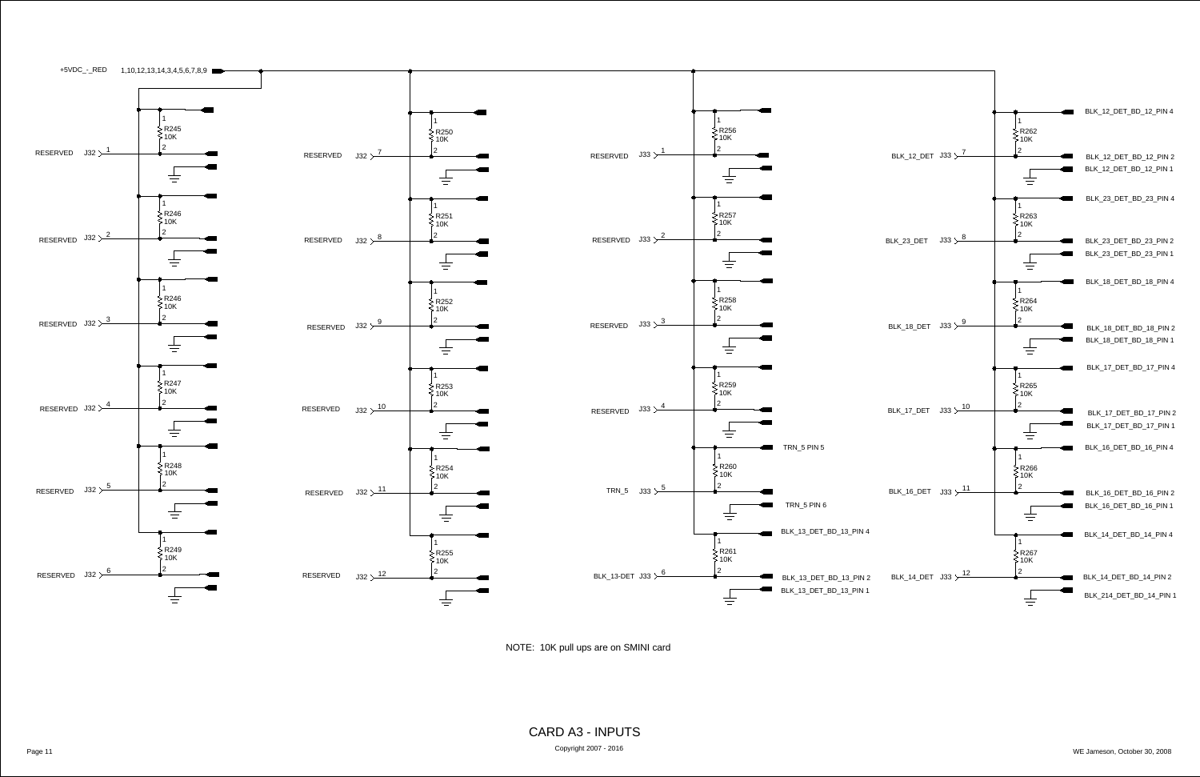+5VDC_-_RED 1,10,12,13,14,3,4,5,6,7,8,9

| Net | Connector | Pin | Resistor | Value | Output Labels |
|---|---|---|---|---|---|
| RESERVED | J32 | 1 | R245 | 10K | |
| RESERVED | J32 | 2 | R246 | 10K | |
| RESERVED | J32 | 3 | R246 | 10K | |
| RESERVED | J32 | 4 | R247 | 10K | |
| RESERVED | J32 | 5 | R248 | 10K | |
| RESERVED | J32 | 6 | R249 | 10K | |
| RESERVED | J32 | 7 | R250 | 10K | |
| RESERVED | J32 | 8 | R251 | 10K | |
| RESERVED | J32 | 9 | R252 | 10K | |
| RESERVED | J32 | 10 | R253 | 10K | |
| RESERVED | J32 | 11 | R254 | 10K | |
| RESERVED | J32 | 12 | R255 | 10K | |
| RESERVED | J33 | 1 | R256 | 10K | |
| RESERVED | J33 | 2 | R257 | 10K | |
| RESERVED | J33 | 3 | R258 | 10K | |
| RESERVED | J33 | 4 | R259 | 10K | |
| TRN_5 | J33 | 5 | R260 | 10K | TRN_5 PIN 5, TRN_5 PIN 6 |
| BLK_13-DET | J33 | 6 | R261 | 10K | BLK_13_DET_BD_13_PIN 4, BLK_13_DET_BD_13_PIN 2, BLK_13_DET_BD_13_PIN 1 |
| BLK_12_DET | J33 | 7 | R262 | 10K | BLK_12_DET_BD_12_PIN 4, BLK_12_DET_BD_12_PIN 2, BLK_12_DET_BD_12_PIN 1 |
| BLK_23_DET | J33 | 8 | R263 | 10K | BLK_23_DET_BD_23_PIN 4, BLK_23_DET_BD_23_PIN 2, BLK_23_DET_BD_23_PIN 1 |
| BLK_18_DET | J33 | 9 | R264 | 10K | BLK_18_DET_BD_18_PIN 4, BLK_18_DET_BD_18_PIN 2, BLK_18_DET_BD_18_PIN 1 |
| BLK_17_DET | J33 | 10 | R265 | 10K | BLK_17_DET_BD_17_PIN 4, BLK_17_DET_BD_17_PIN 2, BLK_17_DET_BD_17_PIN 1 |
| BLK_16_DET | J33 | 11 | R266 | 10K | BLK_16_DET_BD_16_PIN 4, BLK_16_DET_BD_16_PIN 2, BLK_16_DET_BD_16_PIN 1 |
| BLK_14_DET | J33 | 12 | R267 | 10K | BLK_14_DET_BD_14_PIN 4, BLK_14_DET_BD_14_PIN 2, BLK_214_DET_BD_14_PIN 1 |

NOTE: 10K pull ups are on SMINI card

# CARD A3 - INPUTS

Copyright 2007 - 2016

WE Jameson, October 30, 2008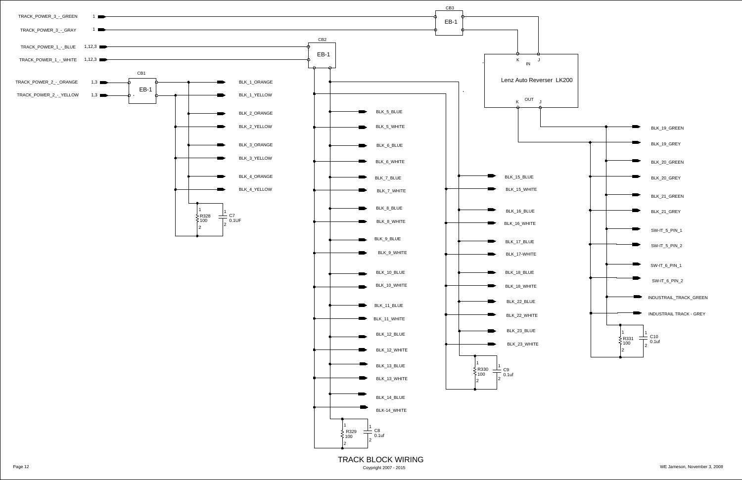# TRACK BLOCK WIRING

Copyright 2007 - 2015

WE Jameson, November 3, 2008

**Inputs**

- TRACK_POWER_3_-_GREEN 1
- TRACK_POWER_3_-_GRAY 1
- TRACK_POWER_1_-_BLUE 1,12,3
- TRACK_POWER_1_-_WHITE 1,12,3
- TRACK_POWER_2_-_ORANGE 1,3
- TRACK_POWER_2_-_YELLOW 1,3

**CB1** EB-1

- BLK_1_ORANGE
- BLK_1_YELLOW
- BLK_2_ORANGE
- BLK_2_YELLOW
- BLK_3_ORANGE
- BLK_3_YELLOW
- BLK_4_ORANGE
- BLK_4_YELLOW
- R328 100 (1, 2)
- C7 0.1UF (1, 2)

**CB2** EB-1

- BLK_5_BLUE
- BLK_5_WHITE
- BLK_6_BLUE
- BLK_6_WHITE
- BLK_7_BLUE
- BLK_7_WHITE
- BLK_8_BLUE
- BLK_8_WHITE
- BLK_9_BLUE
- BLK_9_WHITE
- BLK_10_BLUE
- BLK_10_WHITE
- BLK_11_BLUE
- BLK_11_WHITE
- BLK_12_BLUE
- BLK_12_WHITE
- BLK_13_BLUE
- BLK_13_WHITE
- BLK_14_BLUE
- BLK-14_WHITE
- R329 100 (1, 2)
- C8 0.1uf (1, 2)

- BLK_15_BLUE
- BLK_15_WHITE
- BLK_16_BLUE
- BLK_16_WHITE
- BLK_17_BLUE
- BLK_17-WHITE
- BLK_18_BLUE
- BLK_18_WHITE
- BLK_22_BLUE
- BLK_22_WHITE
- BLK_23_BLUE
- BLK_23_WHITE
- R330 100 (1, 2)
- C9 0.1uf (1, 2)

**CB3** EB-1

**Lenz Auto Reverser LK200** (IN: K, J; OUT: K, J)

- BLK_19_GREEN
- BLK_19_GREY
- BLK_20_GREEN
- BLK_20_GREY
- BLK_21_GREEN
- BLK_21_GREY
- SW-IT_5_PIN_1
- SW-IT_5_PIN_2
- SW-IT_6_PIN_1
- SW-IT_6_PIN_2
- INDUSTRAIL_TRACK_GREEN
- INDUSTRAIL TRACK - GREY
- R331 100 (1, 2)
- C10 0.1uf (1, 2)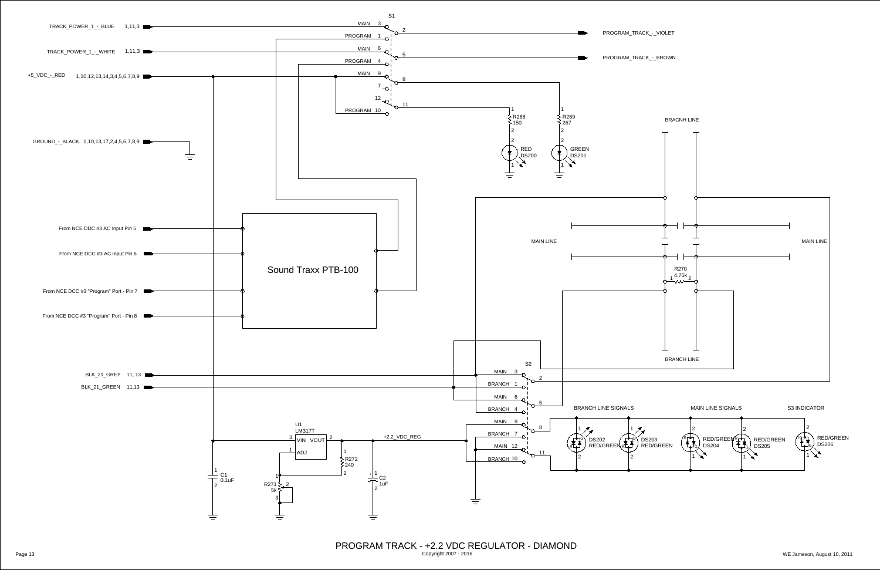# PROGRAM TRACK - +2.2 VDC REGULATOR - DIAMOND

Copyright 2007 - 2016

S1

TRACK_POWER_1_-_BLUE 1,11,3

TRACK_POWER_1_-_WHITE 1,11,3

+5_VDC_-_RED 1,10,12,13,14,3,4,5,6,7,8,9

GROUND_-_BLACK 1,10,13,17,2,4,5,6,7,8,9

MAIN 3, PROGRAM 1, 2, PROGRAM_TRACK_-_VIOLET

MAIN 6, PROGRAM 4, 5, PROGRAM_TRACK_-_BROWN

MAIN 9, 7, 8, 12, 11, PROGRAM 10

R268 150, RED DS200

R269 267, GREEN DS201

BRACNH LINE

MAIN LINE

MAIN LINE

R270 4.75k

BRANCH LINE

Sound Traxx PTB-100

From NCE DDC #3 AC Input Pin 5

From NCE DCC #3 AC Input Pin 6

From NCE DCC #3 "Program" Port - Pin 7

From NCE DCC #3 "Program" Port - Pin 8

S2

BLK_21_GREY 11, 13

BLK_21_GREEN 11,13

MAIN 3, BRANCH 1, 2

MAIN 6, BRANCH 4, 5

MAIN 9, BRANCH 7, 8

MAIN 12, BRANCH 10, 11

BRANCH LINE SIGNALS — DS202 RED/GREEN, DS203 RED/GREEN

MAIN LINE SIGNALS — DS204 RED/GREEN, DS205 RED/GREEN

S3 INDICATOR — DS206 RED/GREEN

U1 LM317T — VIN, VOUT, ADJ

+2.2_VDC_REG

R272 240

C1 0.1uF

R271 5k

C2 1uF

WE Jameson, August 10, 2011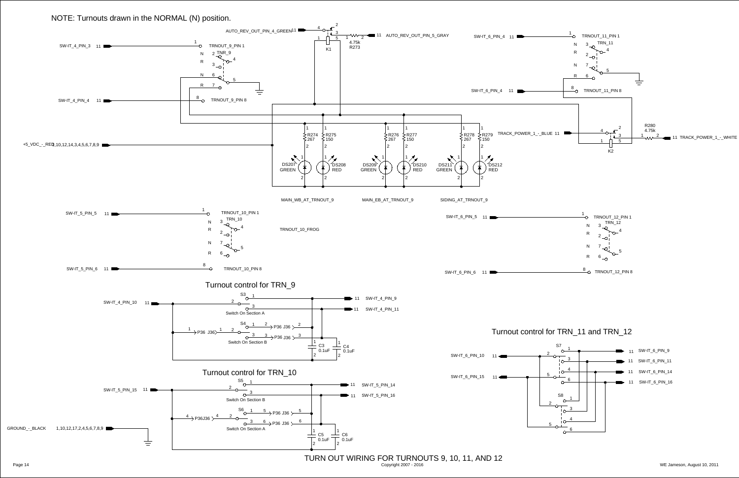NOTE: Turnouts drawn in the NORMAL (N) position.

AUTO_REV_OUT_PIN_4_GREEN 11

AUTO_REV_OUT_PIN_5_GRAY 11

R273 4.75k

K1

SW-IT_4_PIN_3 11 — TRNOUT_9_PIN 1

TNR_9

SW-IT_4_PIN_4 11 — TRNOUT_9_PIN 8

SW-IT_6_PIN_4 11 — TRNOUT_11_PIN 1

TRN_11

SW-IT_6_PIN_4 11 — TRNOUT_11_PIN 8

TRACK_POWER_1_-_BLUE 11

K2

R280 4.75k

TRACK_POWER_1_-_WHITE 11

+5_VDC_-_RED 1,10,12,14,3,4,5,6,7,8,9

R274 267, R275 150, R276 267, R277 150, R278 267, R279 150

DS207 GREEN, DS208 RED, DS209 GREEN, DS210 RED, DS211 GREEN, DS212 RED

MAIN_WB_AT_TRNOUT_9

MAIN_EB_AT_TRNOUT_9

SIDING_AT_TRNOUT_9

SW-IT_5_PIN_5 11 — TRNOUT_10_PIN 1

TRN_10

TRNOUT_10_FROG

SW-IT_5_PIN_6 11 — TRNOUT_10_PIN 8

SW-IT_6_PIN_5 11 — TRNOUT_12_PIN 1

TRN_12

SW-IT_6_PIN_6 11 — TRNOUT_12_PIN 8

## Turnout control for TRN_9

SW-IT_4_PIN_10 11

S3 — Switch On Section A

S4 — Switch On Section B

P36 J36

C3 0.1uF, C4 0.1uF

SW-IT_4_PIN_9 11

SW-IT_4_PIN_11 11

## Turnout control for TRN_10

SW-IT_5_PIN_15 11

S5 — Switch On Section B

S6 — Switch On Section A

P36 J36

C5 0.1uF, C6 0.1uF

SW-IT_5_PIN_14 11

SW-IT_5_PIN_16 11

GROUND_-_BLACK 1,10,12,17,2,4,5,6,7,8,9

## Turnout control for TRN_11 and TRN_12

SW-IT_6_PIN_10 11

SW-IT_6_PIN_15 11

S7, S8

SW-IT_6_PIN_9 11

SW-IT_6_PIN_11 11

SW-IT_6_PIN_14 11

SW-IT_6_PIN_16 11

# TURN OUT WIRING FOR TURNOUTS 9, 10, 11, AND 12

Copyright 2007 - 2016

WE Jameson, August 10, 2011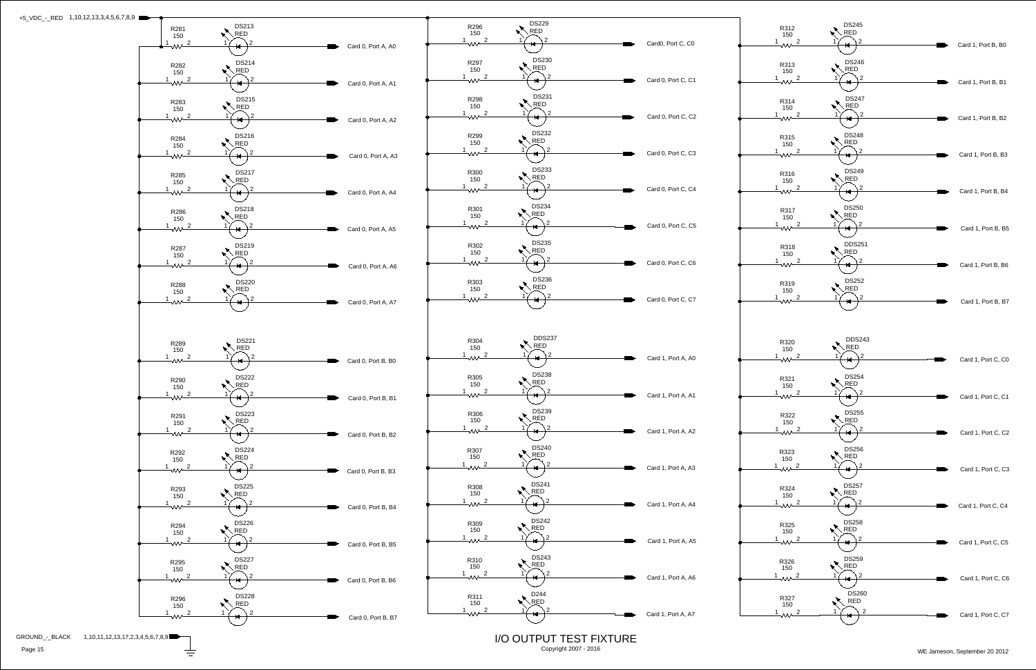# I/O OUTPUT TEST FIXTURE

Copyright 2007 - 2016

WE Jameson, September 20 2012

+5_VDC_-_RED 1,10,12,13,3,4,5,6,7,8,9

GROUND_-_BLACK 1,10,11,12,13,17,2,3,4,5,6,7,8,9

| Resistor | Value | LED | Color | Output |
|---|---|---|---|---|
| R281 | 150 | DS213 | RED | Card 0, Port A, A0 |
| R282 | 150 | DS214 | RED | Card 0, Port A, A1 |
| R283 | 150 | DS215 | RED | Card 0, Port A, A2 |
| R284 | 150 | DS216 | RED | Card 0, Port A, A3 |
| R285 | 150 | DS217 | RED | Card 0, Port A, A4 |
| R286 | 150 | DS218 | RED | Card 0, Port A, A5 |
| R287 | 150 | DS219 | RED | Card 0, Port A, A6 |
| R288 | 150 | DS220 | RED | Card 0, Port A, A7 |
| R289 | 150 | DS221 | RED | Card 0, Port B, B0 |
| R290 | 150 | DS222 | RED | Card 0, Port B, B1 |
| R291 | 150 | DS223 | RED | Card 0, Port B, B2 |
| R292 | 150 | DS224 | RED | Card 0, Port B, B3 |
| R293 | 150 | DS225 | RED | Card 0, Port B, B4 |
| R294 | 150 | DS226 | RED | Card 0, Port B, B5 |
| R295 | 150 | DS227 | RED | Card 0, Port B, B6 |
| R296 | 150 | DS228 | RED | Card 0, Port B, B7 |
| R296 | 150 | DS229 | RED | Card0, Port C, C0 |
| R297 | 150 | DS230 | RED | Card 0, Port C, C1 |
| R298 | 150 | DS231 | RED | Card 0, Port C, C2 |
| R299 | 150 | DS232 | RED | Card 0, Port C, C3 |
| R300 | 150 | DS233 | RED | Card 0, Port C, C4 |
| R301 | 150 | DS234 | RED | Card 0, Port C, C5 |
| R302 | 150 | DS235 | RED | Card 0, Port C, C6 |
| R303 | 150 | DS236 | RED | Card 0, Port C, C7 |
| R304 | 150 | DDS237 | RED | Card 1, Port A, A0 |
| R305 | 150 | DS238 | RED | Card 1, Port A, A1 |
| R306 | 150 | DS239 | RED | Card 1, Port A, A2 |
| R307 | 150 | DS240 | RED | Card 1, Port A, A3 |
| R308 | 150 | DS241 | RED | Card 1, Port A, A4 |
| R309 | 150 | DS242 | RED | Card 1, Port A, A5 |
| R310 | 150 | DS243 | RED | Card 1, Port A, A6 |
| R311 | 150 | D244 | RED | Card 1, Port A, A7 |
| R312 | 150 | DS245 | RED | Card 1, Port B, B0 |
| R313 | 150 | DS246 | RED | Card 1, Port B, B1 |
| R314 | 150 | DS247 | RED | Card 1, Port B, B2 |
| R315 | 150 | DS248 | RED | Card 1, Port B, B3 |
| R316 | 150 | DS249 | RED | Card 1, Port B, B4 |
| R317 | 150 | DS250 | RED | Card 1, Port B, B5 |
| R318 | 150 | DDS251 | RED | Card 1, Port B, B6 |
| R319 | 150 | DS252 | RED | Card 1, Port B, B7 |
| R320 | 150 | DDS243 | RED | Card 1, Port C, C0 |
| R321 | 150 | DS254 | RED | Card 1, Port C, C1 |
| R322 | 150 | DS255 | RED | Card 1, Port C, C2 |
| R323 | 150 | DS256 | RED | Card 1, Port C, C3 |
| R324 | 150 | DS257 | RED | Card 1, Port C, C4 |
| R325 | 150 | DS258 | RED | Card 1, Port C, C5 |
| R326 | 150 | DS259 | RED | Card 1, Port C, C6 |
| R327 | 150 | DS260 | RED | Card 1, Port C, C7 |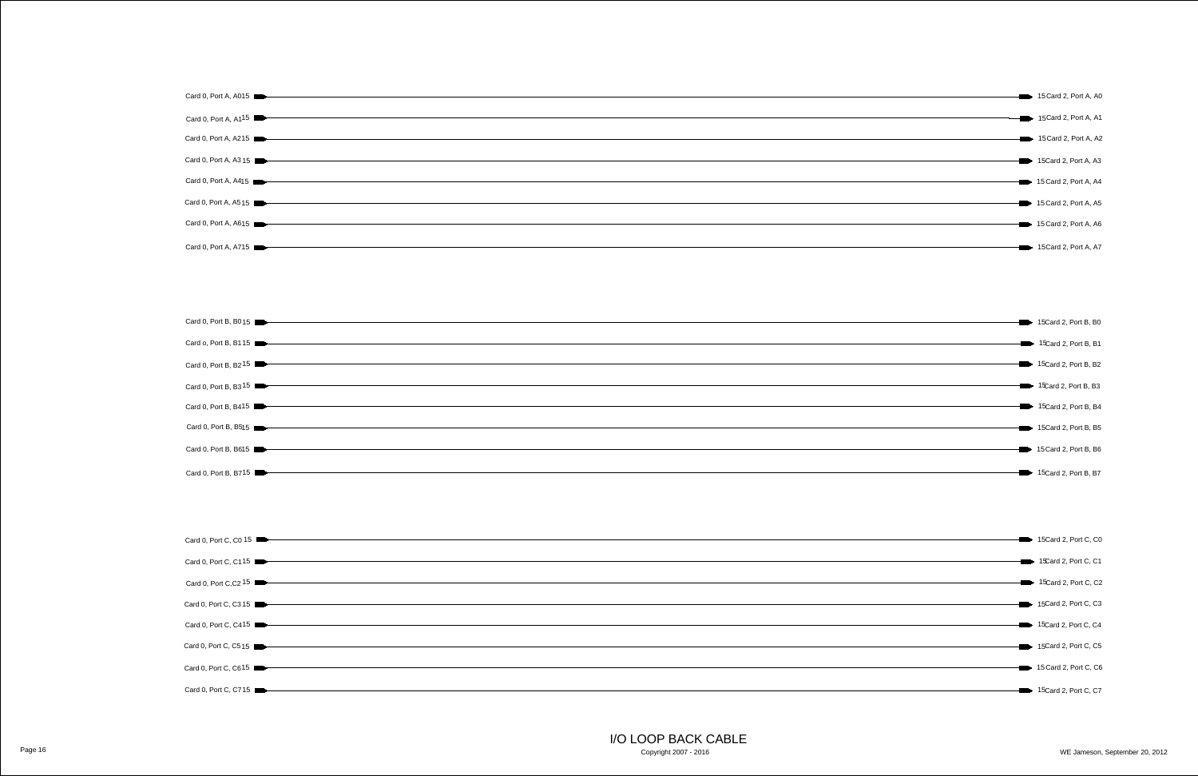Card 0, Port A, A0 15 → 15 Card 2, Port A, A0

Card 0, Port A, A1 15 → 15 Card 2, Port A, A1

Card 0, Port A, A2 15 → 15 Card 2, Port A, A2

Card 0, Port A, A3 15 → 15 Card 2, Port A, A3

Card 0, Port A, A4 15 → 15 Card 2, Port A, A4

Card 0, Port A, A5 15 → 15 Card 2, Port A, A5

Card 0, Port A, A6 15 → 15 Card 2, Port A, A6

Card 0, Port A, A7 15 → 15 Card 2, Port A, A7

Card 0, Port B, B0 15 → 15 Card 2, Port B, B0

Card o, Port B, B1 15 → 15 Card 2, Port B, B1

Card 0, Port B, B2 15 → 15 Card 2, Port B, B2

Card 0, Port B, B3 15 → 15 Card 2, Port B, B3

Card 0, Port B, B4 15 → 15 Card 2, Port B, B4

Card 0, Port B, B5 15 → 15 Card 2, Port B, B5

Card 0, Port B, B6 15 → 15 Card 2, Port B, B6

Card 0, Port B, B7 15 → 15 Card 2, Port B, B7

Card 0, Port C, C0 15 → 15 Card 2, Port C, C0

Card 0, Port C, C1 15 → 15 Card 2, Port C, C1

Card 0, Port C,C2 15 → 15 Card 2, Port C, C2

Card 0, Port C, C3 15 → 15 Card 2, Port C, C3

Card 0, Port C, C4 15 → 15 Card 2, Port C, C4

Card 0, Port C, C5 15 → 15 Card 2, Port C, C5

Card 0, Port C, C6 15 → 15 Card 2, Port C, C6

Card 0, Port C, C7 15 → 15 Card 2, Port C, C7

# I/O LOOP BACK CABLE

Copyright 2007 - 2016

WE Jameson, September 20, 2012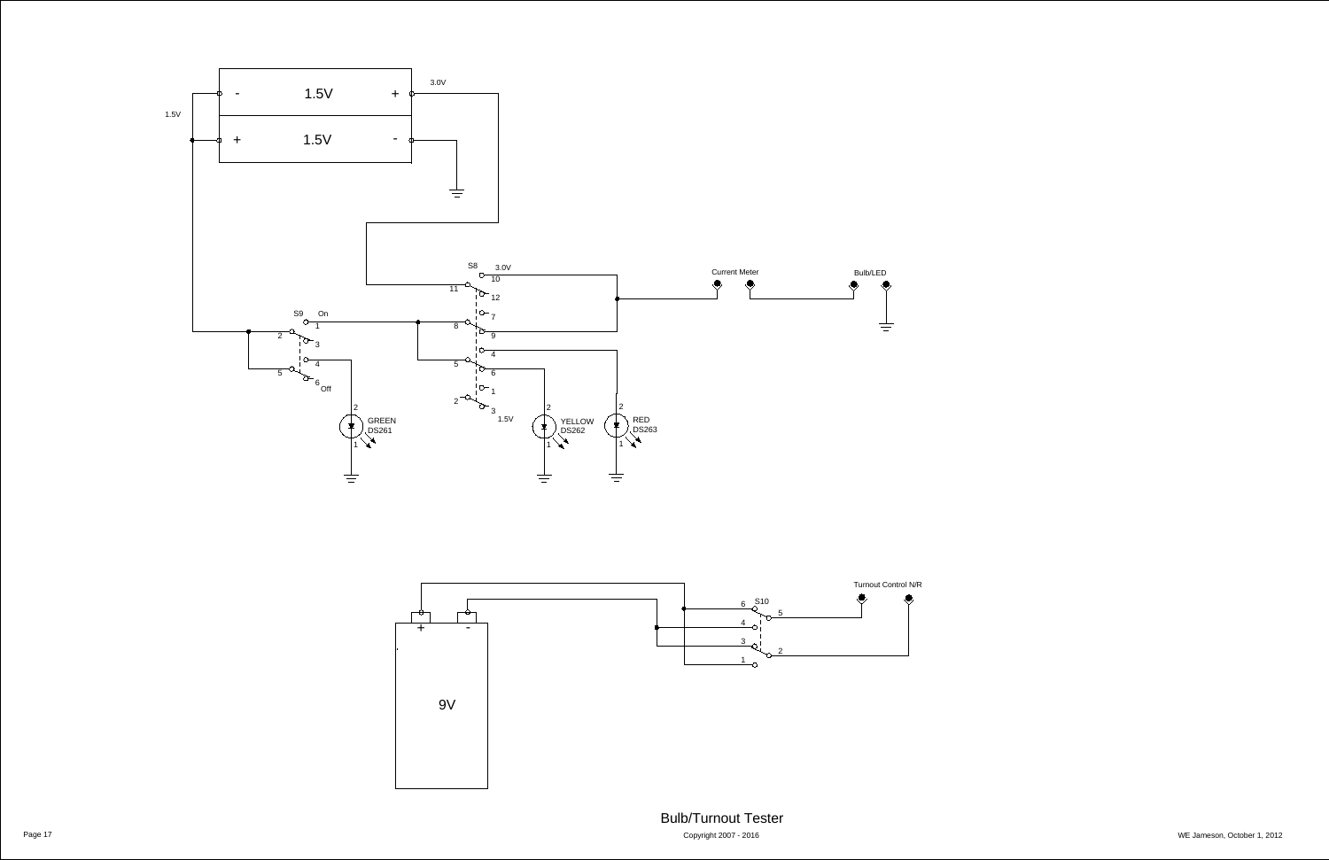# Bulb/Turnout Tester

Copyright 2007 - 2016

WE Jameson, October 1, 2012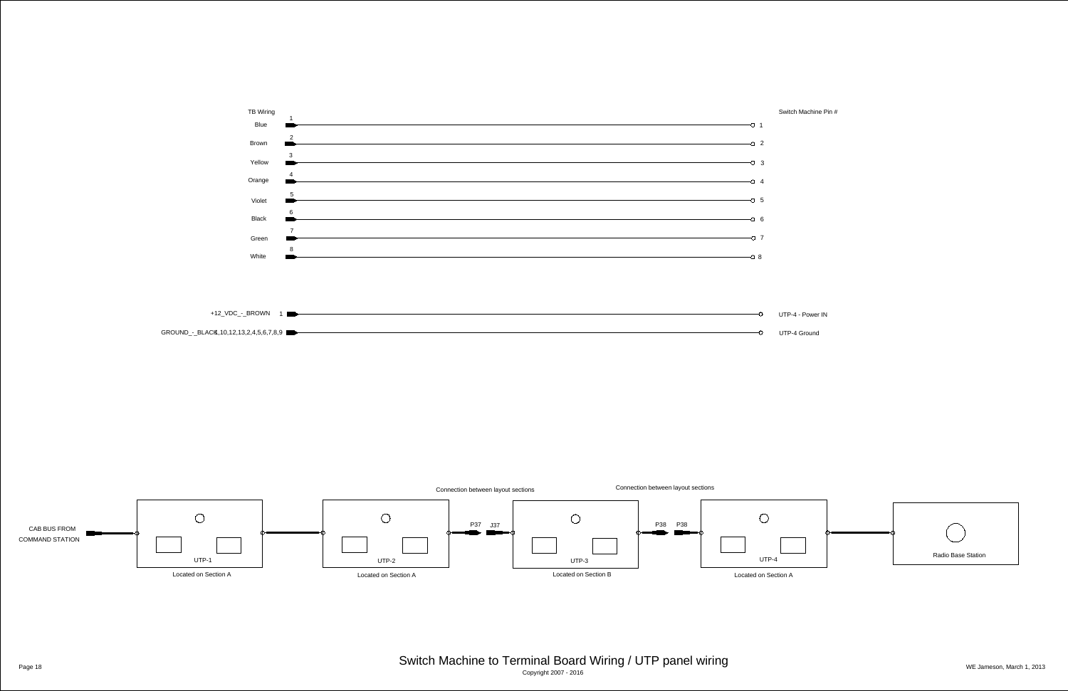TB Wiring

Switch Machine Pin #

1 Blue — 1

2 Brown — 2

3 Yellow — 3

4 Orange — 4

5 Violet — 5

6 Black — 6

7 Green — 7

8 White — 8

+12_VDC_-_BROWN 1 — UTP-4 - Power IN

GROUND_-_BLACK1,10,12,13,2,4,5,6,7,8,9 — UTP-4 Ground

Connection between layout sections

Connection between layout sections

CAB BUS FROM COMMAND STATION

UTP-1

Located on Section A

UTP-2

Located on Section A

P37 J37

UTP-3

Located on Section B

P38 P38

UTP-4

Located on Section A

Radio Base Station

# Switch Machine to Terminal Board Wiring / UTP panel wiring

Copyright 2007 - 2016

WE Jameson, March 1, 2013